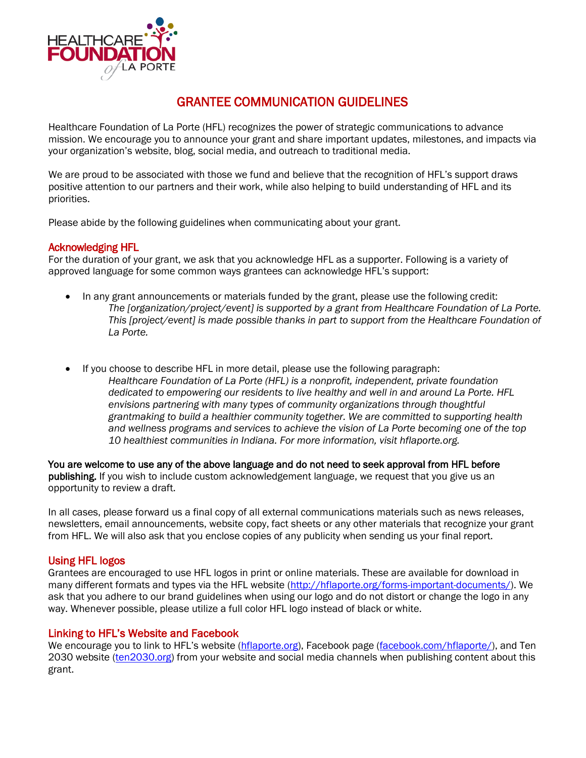# GRANTEE COMMUNICATION GUIDELINES

Healthcare Foundation of La Porte (HFL) recognizes the power of strategic communications to advance mission. We encourage you to announce your grant and share important updates, milestones, and impacts via your organization's website, blog, social media, and outreach to traditional media.

We are proud to be associated with those we fund and believe that the recognition of HFL's support draws positive attention to our partners and their work, while also helping to build understanding of HFL and its priorities.

Please abide by the following guidelines when communicating about your grant.

## Acknowledging HFL

For the duration of your grant, we ask that you acknowledge HFL as a supporter. Following is a variety of approved language for some common ways grantees can acknowledge HFL's support:

- In any grant announcements or materials funded by the grant, please use the following credit:
  *The [organization/project/event] is supported by a grant from Healthcare Foundation of La Porte. This [project/event] is made possible thanks in part to support from the Healthcare Foundation of La Porte.*

- If you choose to describe HFL in more detail, please use the following paragraph:
  *Healthcare Foundation of La Porte (HFL) is a nonprofit, independent, private foundation dedicated to empowering our residents to live healthy and well in and around La Porte. HFL envisions partnering with many types of community organizations through thoughtful grantmaking to build a healthier community together. We are committed to supporting health and wellness programs and services to achieve the vision of La Porte becoming one of the top 10 healthiest communities in Indiana. For more information, visit hflaporte.org.*

**You are welcome to use any of the above language and do not need to seek approval from HFL before publishing.** If you wish to include custom acknowledgement language, we request that you give us an opportunity to review a draft.

In all cases, please forward us a final copy of all external communications materials such as news releases, newsletters, email announcements, website copy, fact sheets or any other materials that recognize your grant from HFL. We will also ask that you enclose copies of any publicity when sending us your final report.

## Using HFL logos

Grantees are encouraged to use HFL logos in print or online materials. These are available for download in many different formats and types via the HFL website (http://hflaporte.org/forms-important-documents/). We ask that you adhere to our brand guidelines when using our logo and do not distort or change the logo in any way. Whenever possible, please utilize a full color HFL logo instead of black or white.

## Linking to HFL's Website and Facebook

We encourage you to link to HFL's website (hflaporte.org), Facebook page (facebook.com/hflaporte/), and Ten 2030 website (ten2030.org) from your website and social media channels when publishing content about this grant.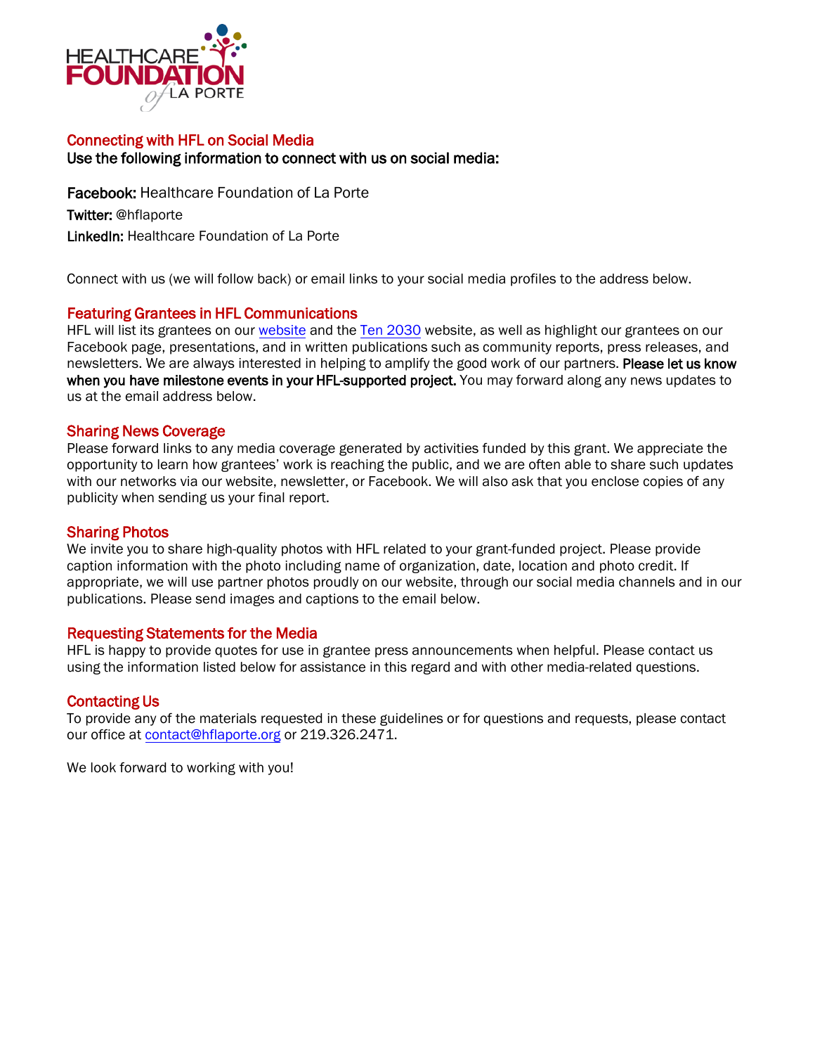## Connecting with HFL on Social Media

**Use the following information to connect with us on social media:**

**Facebook:** Healthcare Foundation of La Porte

**Twitter:** @hflaporte

**LinkedIn:** Healthcare Foundation of La Porte

Connect with us (we will follow back) or email links to your social media profiles to the address below.

## Featuring Grantees in HFL Communications

HFL will list its grantees on our website and the Ten 2030 website, as well as highlight our grantees on our Facebook page, presentations, and in written publications such as community reports, press releases, and newsletters. We are always interested in helping to amplify the good work of our partners. **Please let us know when you have milestone events in your HFL-supported project.** You may forward along any news updates to us at the email address below.

## Sharing News Coverage

Please forward links to any media coverage generated by activities funded by this grant. We appreciate the opportunity to learn how grantees' work is reaching the public, and we are often able to share such updates with our networks via our website, newsletter, or Facebook. We will also ask that you enclose copies of any publicity when sending us your final report.

## Sharing Photos

We invite you to share high-quality photos with HFL related to your grant-funded project. Please provide caption information with the photo including name of organization, date, location and photo credit. If appropriate, we will use partner photos proudly on our website, through our social media channels and in our publications. Please send images and captions to the email below.

## Requesting Statements for the Media

HFL is happy to provide quotes for use in grantee press announcements when helpful. Please contact us using the information listed below for assistance in this regard and with other media-related questions.

## Contacting Us

To provide any of the materials requested in these guidelines or for questions and requests, please contact our office at contact@hflaporte.org or 219.326.2471.

We look forward to working with you!